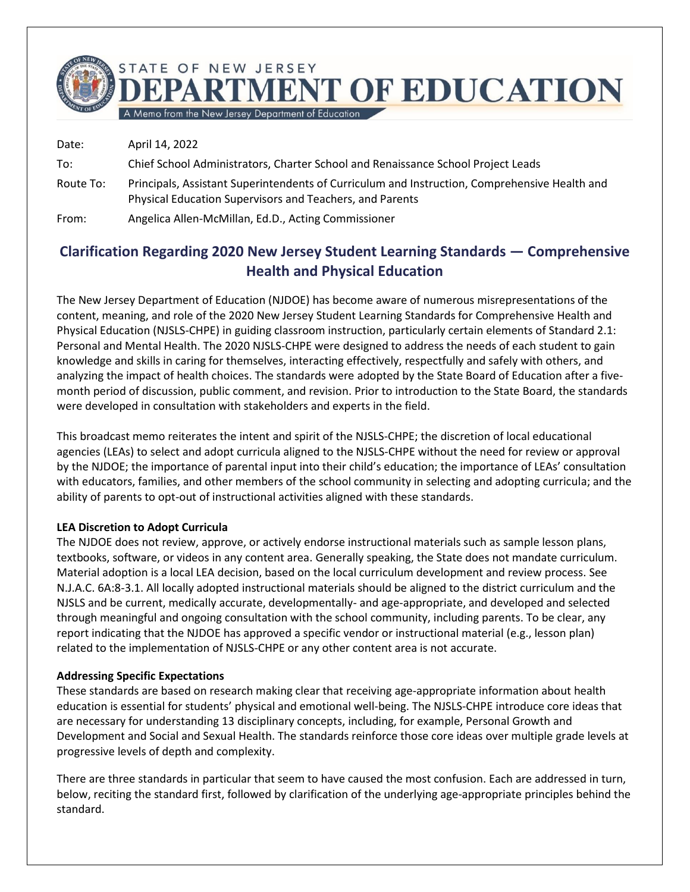STATE OF NEW JERSEY

# DEPARTMENT OF EDUCATION

A Memo from the New Jersey Department of Education

| | |
|---|---|
| Date: | April 14, 2022 |
| To: | Chief School Administrators, Charter School and Renaissance School Project Leads |
| Route To: | Principals, Assistant Superintendents of Curriculum and Instruction, Comprehensive Health and Physical Education Supervisors and Teachers, and Parents |
| From: | Angelica Allen-McMillan, Ed.D., Acting Commissioner |

## Clarification Regarding 2020 New Jersey Student Learning Standards — Comprehensive Health and Physical Education

The New Jersey Department of Education (NJDOE) has become aware of numerous misrepresentations of the content, meaning, and role of the 2020 New Jersey Student Learning Standards for Comprehensive Health and Physical Education (NJSLS-CHPE) in guiding classroom instruction, particularly certain elements of Standard 2.1: Personal and Mental Health. The 2020 NJSLS-CHPE were designed to address the needs of each student to gain knowledge and skills in caring for themselves, interacting effectively, respectfully and safely with others, and analyzing the impact of health choices. The standards were adopted by the State Board of Education after a five-month period of discussion, public comment, and revision. Prior to introduction to the State Board, the standards were developed in consultation with stakeholders and experts in the field.

This broadcast memo reiterates the intent and spirit of the NJSLS-CHPE; the discretion of local educational agencies (LEAs) to select and adopt curricula aligned to the NJSLS-CHPE without the need for review or approval by the NJDOE; the importance of parental input into their child's education; the importance of LEAs' consultation with educators, families, and other members of the school community in selecting and adopting curricula; and the ability of parents to opt-out of instructional activities aligned with these standards.

**LEA Discretion to Adopt Curricula**

The NJDOE does not review, approve, or actively endorse instructional materials such as sample lesson plans, textbooks, software, or videos in any content area. Generally speaking, the State does not mandate curriculum. Material adoption is a local LEA decision, based on the local curriculum development and review process. See N.J.A.C. 6A:8-3.1. All locally adopted instructional materials should be aligned to the district curriculum and the NJSLS and be current, medically accurate, developmentally- and age-appropriate, and developed and selected through meaningful and ongoing consultation with the school community, including parents. To be clear, any report indicating that the NJDOE has approved a specific vendor or instructional material (e.g., lesson plan) related to the implementation of NJSLS-CHPE or any other content area is not accurate.

**Addressing Specific Expectations**

These standards are based on research making clear that receiving age-appropriate information about health education is essential for students' physical and emotional well-being. The NJSLS-CHPE introduce core ideas that are necessary for understanding 13 disciplinary concepts, including, for example, Personal Growth and Development and Social and Sexual Health. The standards reinforce those core ideas over multiple grade levels at progressive levels of depth and complexity.

There are three standards in particular that seem to have caused the most confusion. Each are addressed in turn, below, reciting the standard first, followed by clarification of the underlying age-appropriate principles behind the standard.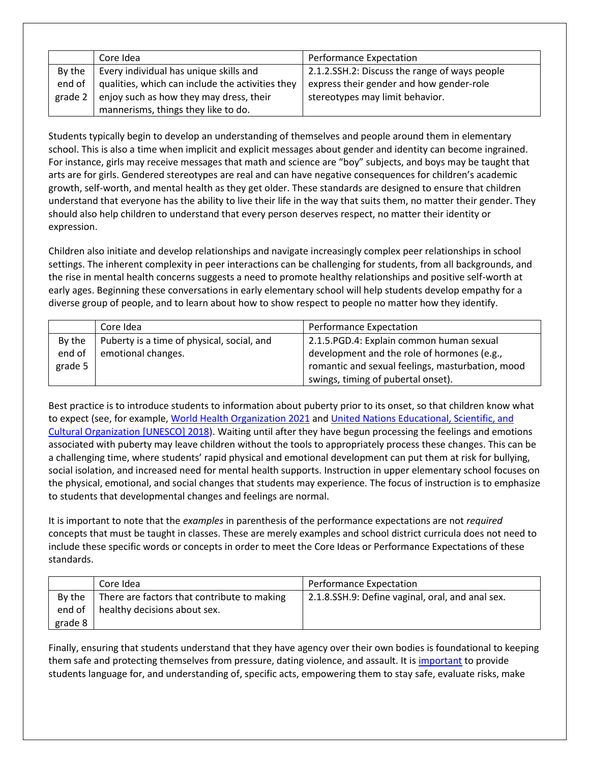| | Core Idea | Performance Expectation |
|---|---|---|
| By the end of grade 2 | Every individual has unique skills and qualities, which can include the activities they enjoy such as how they may dress, their mannerisms, things they like to do. | 2.1.2.SSH.2: Discuss the range of ways people express their gender and how gender-role stereotypes may limit behavior. |

Students typically begin to develop an understanding of themselves and people around them in elementary school. This is also a time when implicit and explicit messages about gender and identity can become ingrained. For instance, girls may receive messages that math and science are "boy" subjects, and boys may be taught that arts are for girls. Gendered stereotypes are real and can have negative consequences for children's academic growth, self-worth, and mental health as they get older. These standards are designed to ensure that children understand that everyone has the ability to live their life in the way that suits them, no matter their gender. They should also help children to understand that every person deserves respect, no matter their identity or expression.

Children also initiate and develop relationships and navigate increasingly complex peer relationships in school settings. The inherent complexity in peer interactions can be challenging for students, from all backgrounds, and the rise in mental health concerns suggests a need to promote healthy relationships and positive self-worth at early ages. Beginning these conversations in early elementary school will help students develop empathy for a diverse group of people, and to learn about how to show respect to people no matter how they identify.

| | Core Idea | Performance Expectation |
|---|---|---|
| By the end of grade 5 | Puberty is a time of physical, social, and emotional changes. | 2.1.5.PGD.4: Explain common human sexual development and the role of hormones (e.g., romantic and sexual feelings, masturbation, mood swings, timing of pubertal onset). |

Best practice is to introduce students to information about puberty prior to its onset, so that children know what to expect (see, for example, World Health Organization 2021 and United Nations Educational, Scientific, and Cultural Organization [UNESCO] 2018). Waiting until after they have begun processing the feelings and emotions associated with puberty may leave children without the tools to appropriately process these changes. This can be a challenging time, where students' rapid physical and emotional development can put them at risk for bullying, social isolation, and increased need for mental health supports. Instruction in upper elementary school focuses on the physical, emotional, and social changes that students may experience. The focus of instruction is to emphasize to students that developmental changes and feelings are normal.

It is important to note that the *examples* in parenthesis of the performance expectations are not *required* concepts that must be taught in classes. These are merely examples and school district curricula does not need to include these specific words or concepts in order to meet the Core Ideas or Performance Expectations of these standards.

| | Core Idea | Performance Expectation |
|---|---|---|
| By the end of grade 8 | There are factors that contribute to making healthy decisions about sex. | 2.1.8.SSH.9: Define vaginal, oral, and anal sex. |

Finally, ensuring that students understand that they have agency over their own bodies is foundational to keeping them safe and protecting themselves from pressure, dating violence, and assault. It is important to provide students language for, and understanding of, specific acts, empowering them to stay safe, evaluate risks, make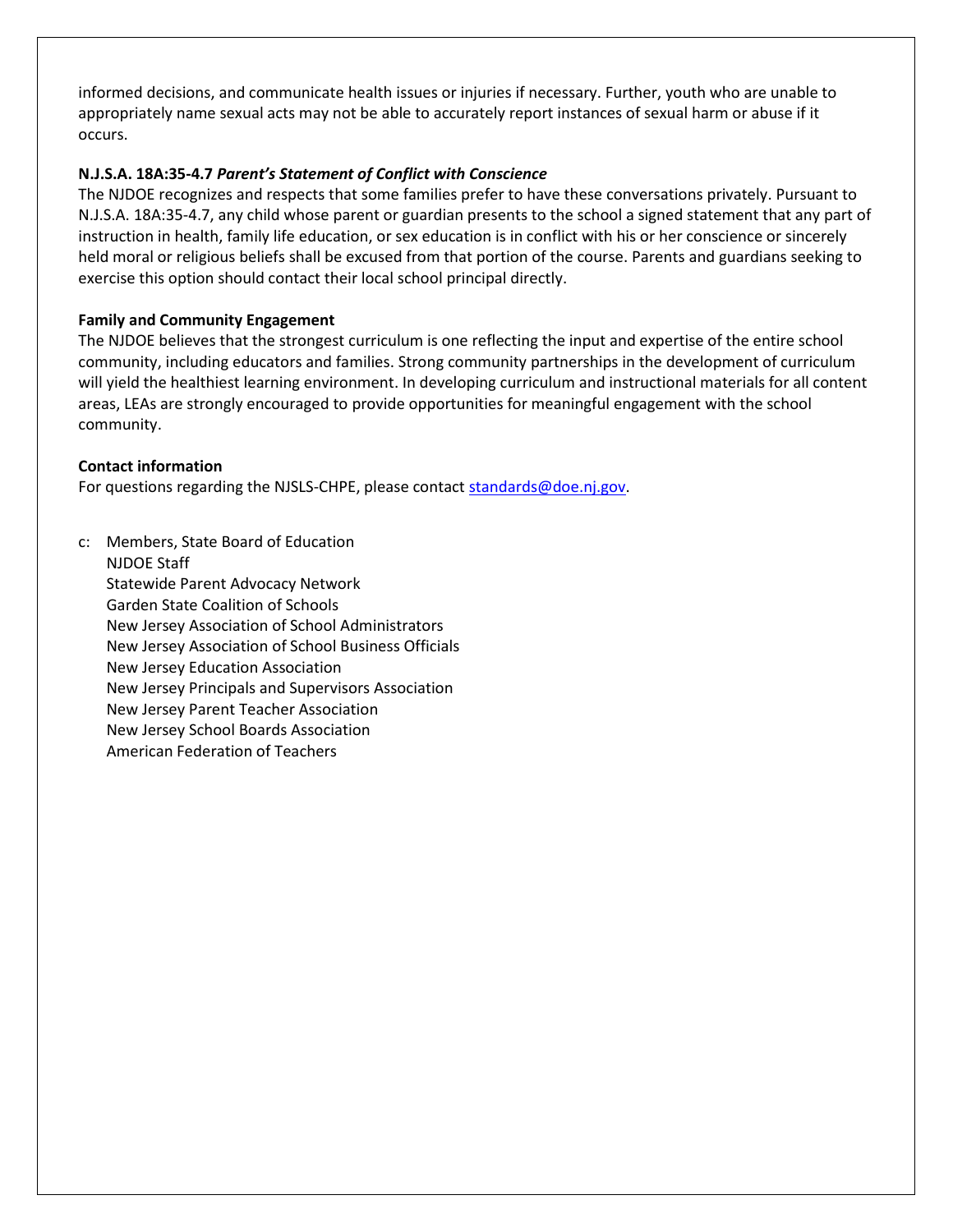informed decisions, and communicate health issues or injuries if necessary. Further, youth who are unable to appropriately name sexual acts may not be able to accurately report instances of sexual harm or abuse if it occurs.

**N.J.S.A. 18A:35-4.7 *Parent's Statement of Conflict with Conscience***

The NJDOE recognizes and respects that some families prefer to have these conversations privately. Pursuant to N.J.S.A. 18A:35-4.7, any child whose parent or guardian presents to the school a signed statement that any part of instruction in health, family life education, or sex education is in conflict with his or her conscience or sincerely held moral or religious beliefs shall be excused from that portion of the course. Parents and guardians seeking to exercise this option should contact their local school principal directly.

**Family and Community Engagement**

The NJDOE believes that the strongest curriculum is one reflecting the input and expertise of the entire school community, including educators and families. Strong community partnerships in the development of curriculum will yield the healthiest learning environment. In developing curriculum and instructional materials for all content areas, LEAs are strongly encouraged to provide opportunities for meaningful engagement with the school community.

**Contact information**

For questions regarding the NJSLS-CHPE, please contact standards@doe.nj.gov.

c: Members, State Board of Education
NJDOE Staff
Statewide Parent Advocacy Network
Garden State Coalition of Schools
New Jersey Association of School Administrators
New Jersey Association of School Business Officials
New Jersey Education Association
New Jersey Principals and Supervisors Association
New Jersey Parent Teacher Association
New Jersey School Boards Association
American Federation of Teachers